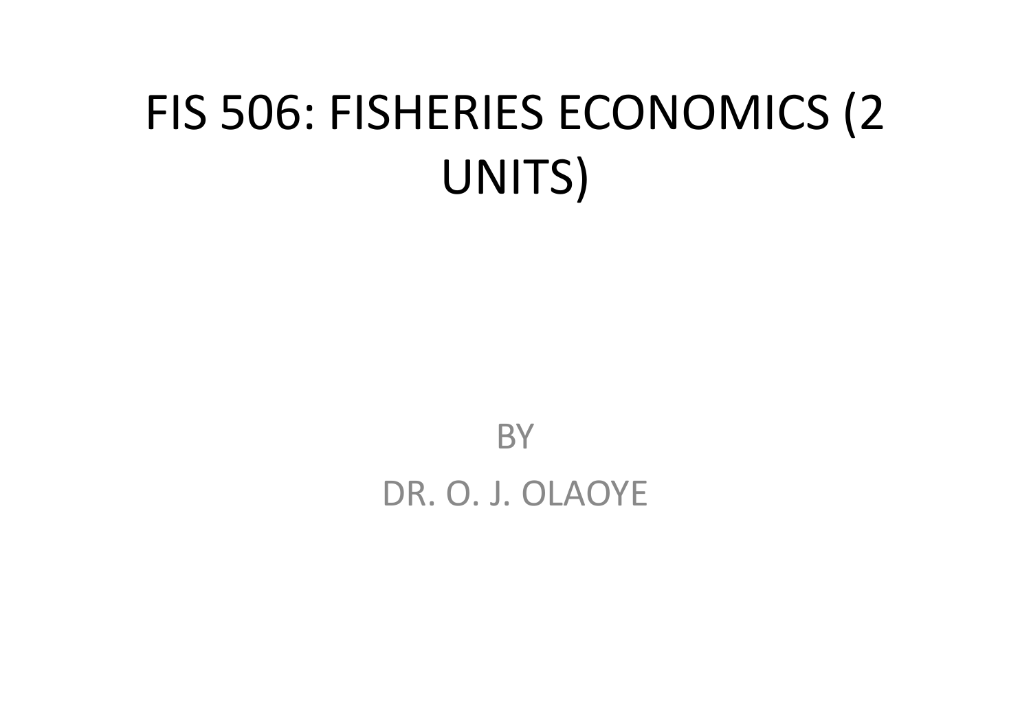# FIS 506: FISHERIES ECONOMICS (2 UNITS)

BY

DR. O. J. OLAOYE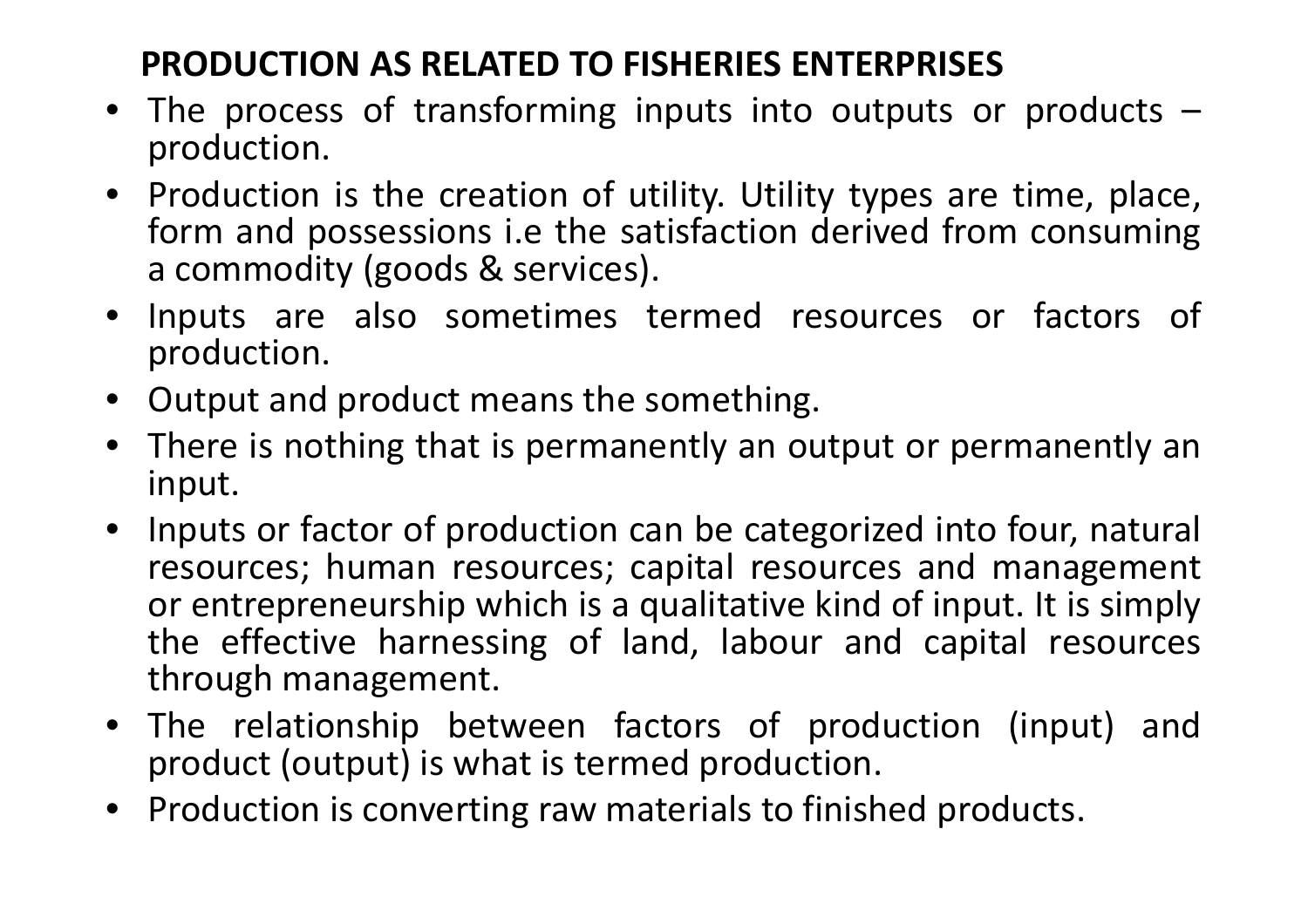## PRODUCTION AS RELATED TO FISHERIES ENTERPRISES

- The process of transforming inputs into outputs or products – production.
- Production is the creation of utility. Utility types are time, place, form and possessions i.e the satisfaction derived from consuming a commodity (goods & services).
- Inputs are also sometimes termed resources or factors of production.
- Output and product means the something.
- There is nothing that is permanently an output or permanently an input.
- Inputs or factor of production can be categorized into four, natural resources; human resources; capital resources and management or entrepreneurship which is a qualitative kind of input. It is simply the effective harnessing of land, labour and capital resources through management.
- The relationship between factors of production (input) and product (output) is what is termed production.
- Production is converting raw materials to finished products.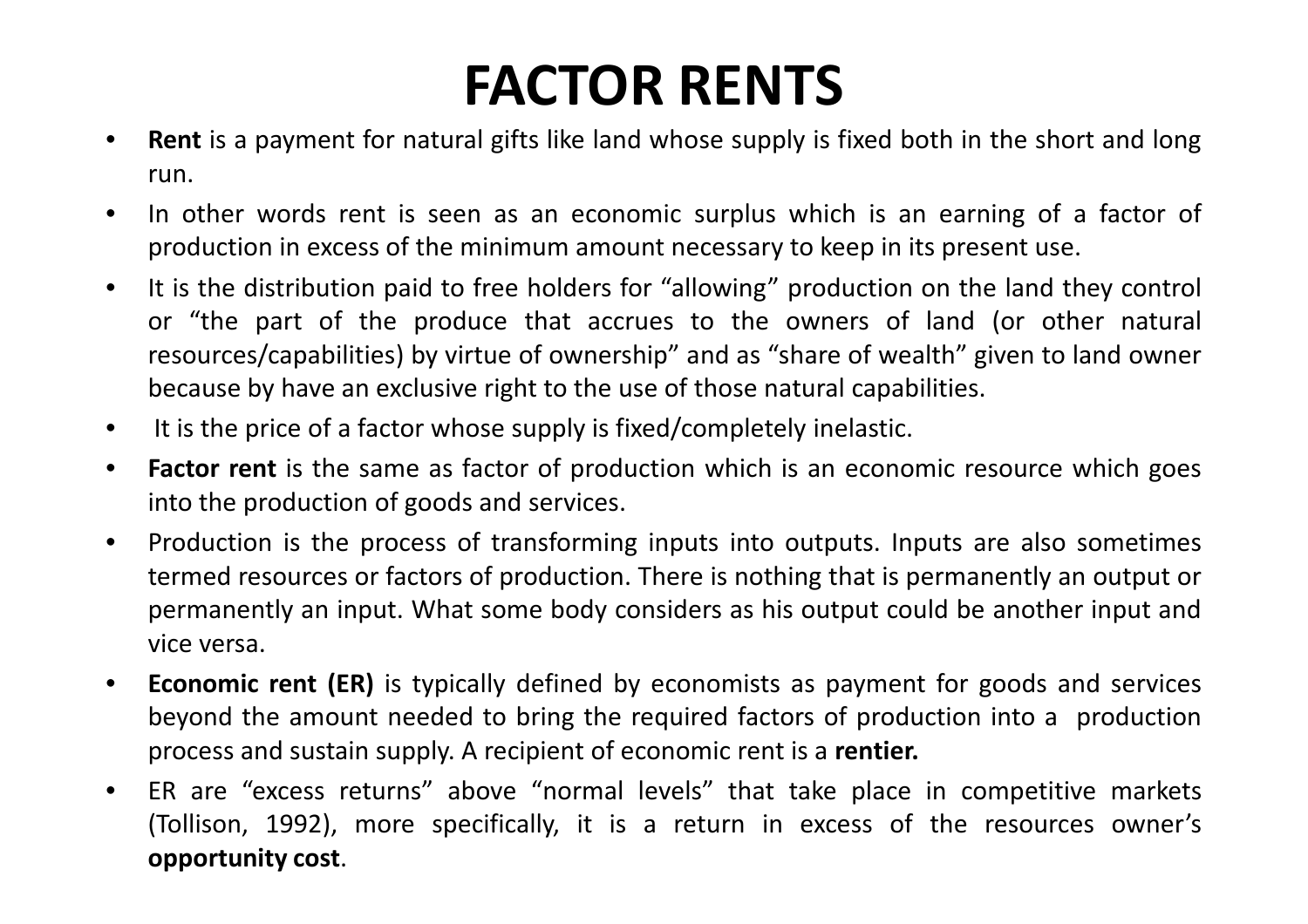# FACTOR RENTS

- **Rent** is a payment for natural gifts like land whose supply is fixed both in the short and long run.
- In other words rent is seen as an economic surplus which is an earning of a factor of production in excess of the minimum amount necessary to keep in its present use.
- It is the distribution paid to free holders for "allowing" production on the land they control or "the part of the produce that accrues to the owners of land (or other natural resources/capabilities) by virtue of ownership" and as "share of wealth" given to land owner because by have an exclusive right to the use of those natural capabilities.
- It is the price of a factor whose supply is fixed/completely inelastic.
- **Factor rent** is the same as factor of production which is an economic resource which goes into the production of goods and services.
- Production is the process of transforming inputs into outputs. Inputs are also sometimes termed resources or factors of production. There is nothing that is permanently an output or permanently an input. What some body considers as his output could be another input and vice versa.
- **Economic rent (ER)** is typically defined by economists as payment for goods and services beyond the amount needed to bring the required factors of production into a production process and sustain supply. A recipient of economic rent is a **rentier.**
- ER are "excess returns" above "normal levels" that take place in competitive markets (Tollison, 1992), more specifically, it is a return in excess of the resources owner's **opportunity cost**.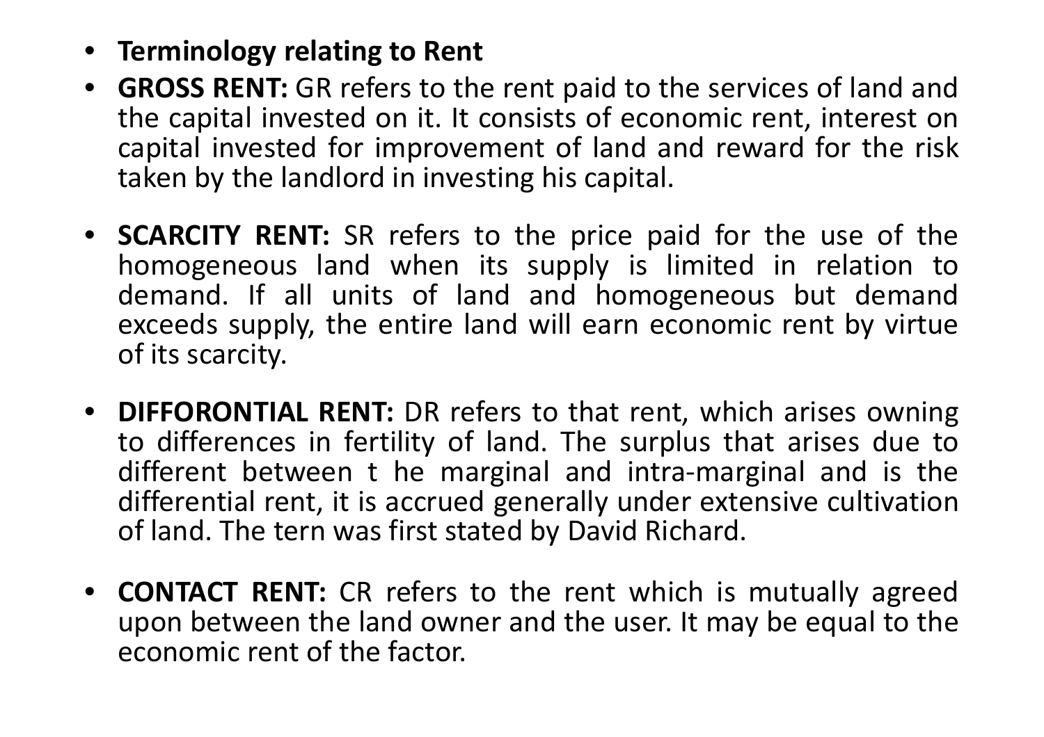- **Terminology relating to Rent**
- **GROSS RENT:** GR refers to the rent paid to the services of land and the capital invested on it. It consists of economic rent, interest on capital invested for improvement of land and reward for the risk taken by the landlord in investing his capital.

- **SCARCITY RENT:** SR refers to the price paid for the use of the homogeneous land when its supply is limited in relation to demand. If all units of land and homogeneous but demand exceeds supply, the entire land will earn economic rent by virtue of its scarcity.

- **DIFFORONTIAL RENT:** DR refers to that rent, which arises owning to differences in fertility of land. The surplus that arises due to different between t he marginal and intra-marginal and is the differential rent, it is accrued generally under extensive cultivation of land. The tern was first stated by David Richard.

- **CONTACT RENT:** CR refers to the rent which is mutually agreed upon between the land owner and the user. It may be equal to the economic rent of the factor.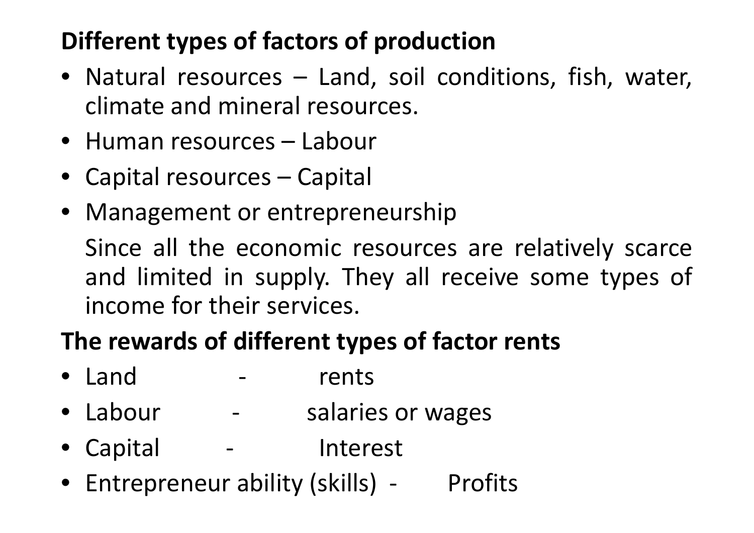**Different types of factors of production**

- Natural resources – Land, soil conditions, fish, water, climate and mineral resources.
- Human resources – Labour
- Capital resources – Capital
- Management or entrepreneurship

  Since all the economic resources are relatively scarce and limited in supply. They all receive some types of income for their services.

**The rewards of different types of factor rents**

- Land - rents
- Labour - salaries or wages
- Capital - Interest
- Entrepreneur ability (skills) - Profits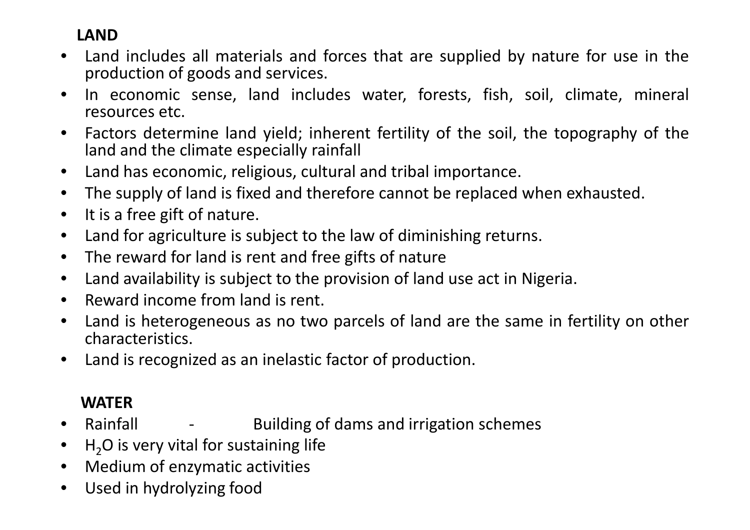**LAND**

- Land includes all materials and forces that are supplied by nature for use in the production of goods and services.
- In economic sense, land includes water, forests, fish, soil, climate, mineral resources etc.
- Factors determine land yield; inherent fertility of the soil, the topography of the land and the climate especially rainfall
- Land has economic, religious, cultural and tribal importance.
- The supply of land is fixed and therefore cannot be replaced when exhausted.
- It is a free gift of nature.
- Land for agriculture is subject to the law of diminishing returns.
- The reward for land is rent and free gifts of nature
- Land availability is subject to the provision of land use act in Nigeria.
- Reward income from land is rent.
- Land is heterogeneous as no two parcels of land are the same in fertility on other characteristics.
- Land is recognized as an inelastic factor of production.

**WATER**

- Rainfall - Building of dams and irrigation schemes
- $H_2O$ is very vital for sustaining life
- Medium of enzymatic activities
- Used in hydrolyzing food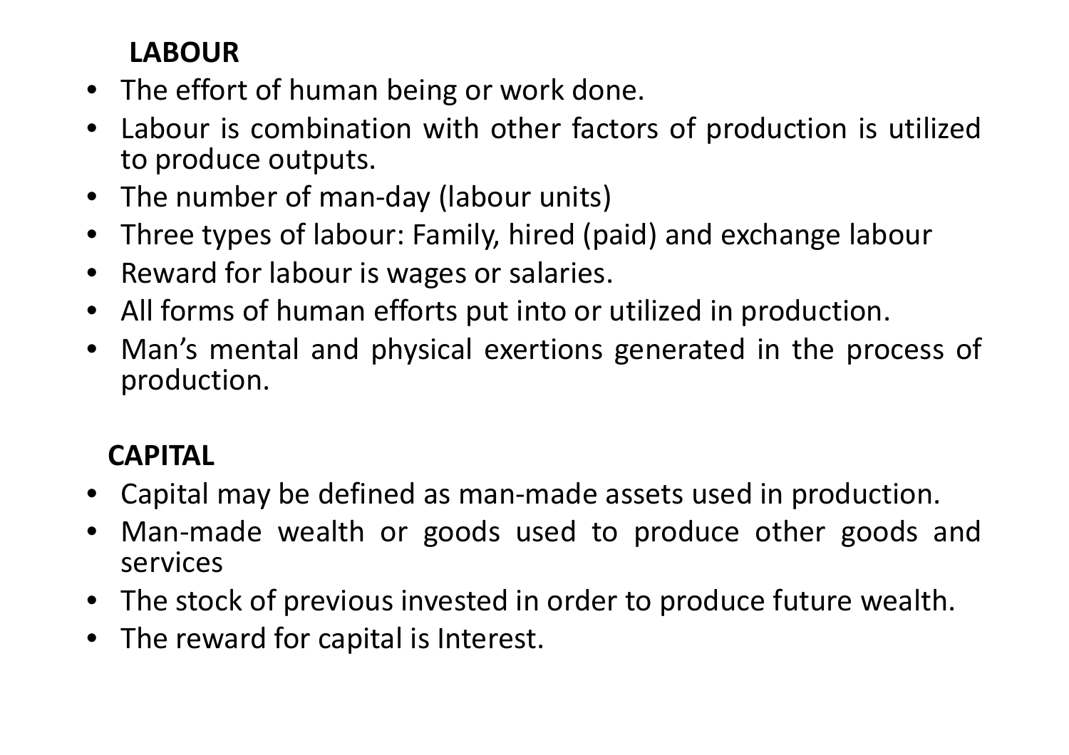**LABOUR**

- The effort of human being or work done.
- Labour is combination with other factors of production is utilized to produce outputs.
- The number of man-day (labour units)
- Three types of labour: Family, hired (paid) and exchange labour
- Reward for labour is wages or salaries.
- All forms of human efforts put into or utilized in production.
- Man’s mental and physical exertions generated in the process of production.

**CAPITAL**

- Capital may be defined as man-made assets used in production.
- Man-made wealth or goods used to produce other goods and services
- The stock of previous invested in order to produce future wealth.
- The reward for capital is Interest.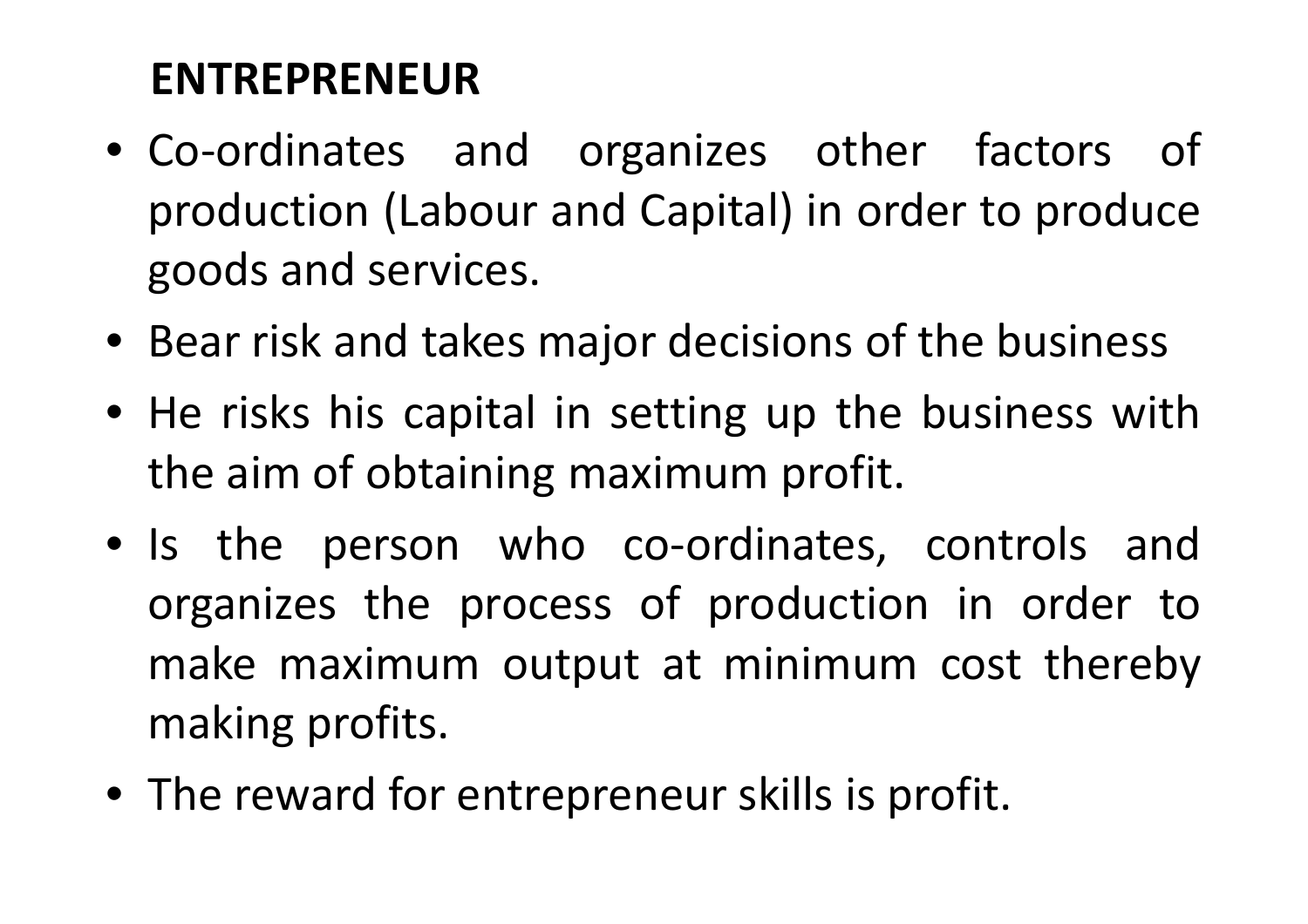## ENTREPRENEUR

- Co-ordinates and organizes other factors of production (Labour and Capital) in order to produce goods and services.
- Bear risk and takes major decisions of the business
- He risks his capital in setting up the business with the aim of obtaining maximum profit.
- Is the person who co-ordinates, controls and organizes the process of production in order to make maximum output at minimum cost thereby making profits.
- The reward for entrepreneur skills is profit.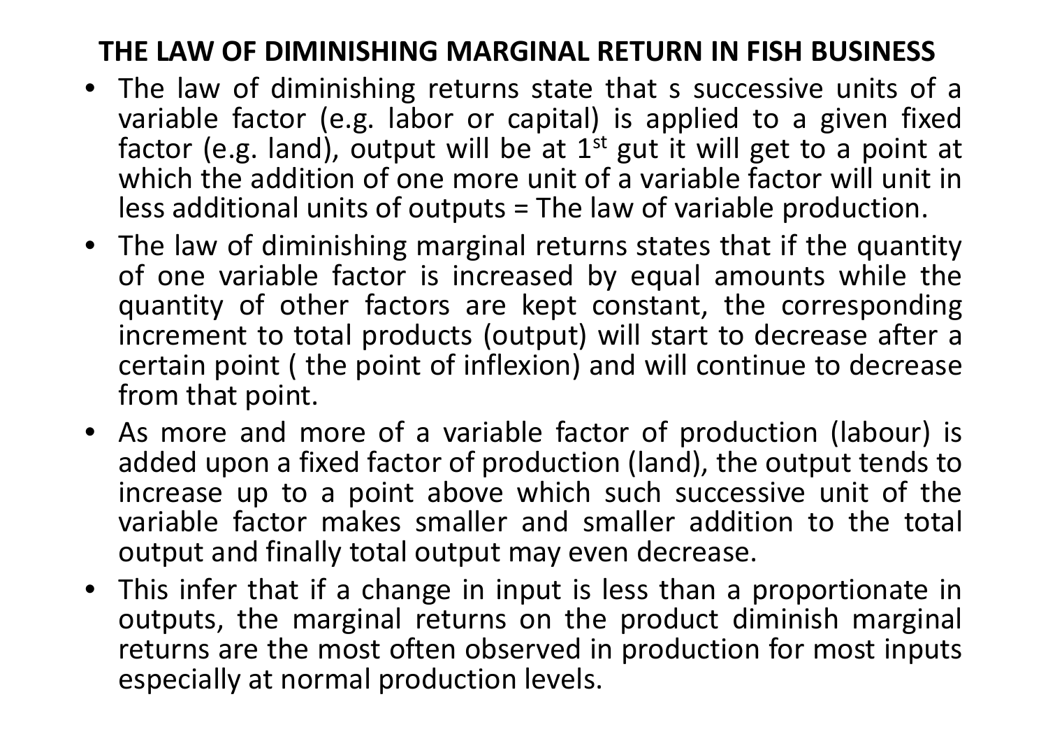# THE LAW OF DIMINISHING MARGINAL RETURN IN FISH BUSINESS

- The law of diminishing returns state that s successive units of a variable factor (e.g. labor or capital) is applied to a given fixed factor (e.g. land), output will be at 1st gut it will get to a point at which the addition of one more unit of a variable factor will unit in less additional units of outputs = The law of variable production.
- The law of diminishing marginal returns states that if the quantity of one variable factor is increased by equal amounts while the quantity of other factors are kept constant, the corresponding increment to total products (output) will start to decrease after a certain point ( the point of inflexion) and will continue to decrease from that point.
- As more and more of a variable factor of production (labour) is added upon a fixed factor of production (land), the output tends to increase up to a point above which such successive unit of the variable factor makes smaller and smaller addition to the total output and finally total output may even decrease.
- This infer that if a change in input is less than a proportionate in outputs, the marginal returns on the product diminish marginal returns are the most often observed in production for most inputs especially at normal production levels.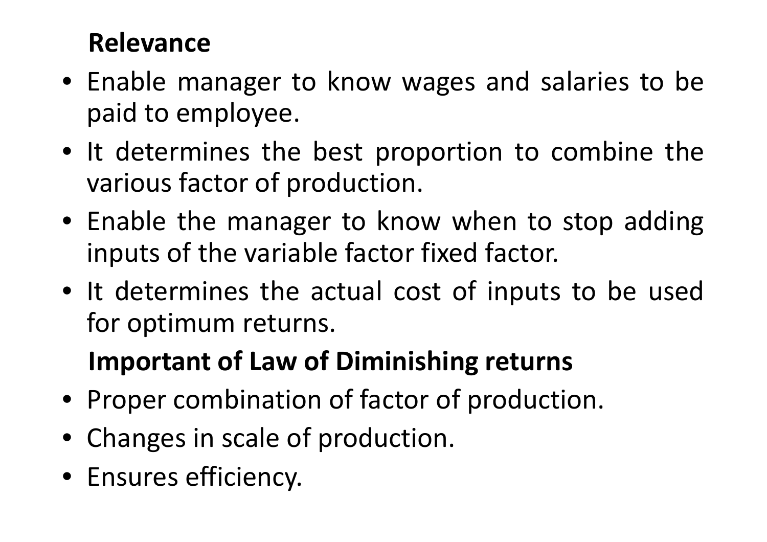**Relevance**

- Enable manager to know wages and salaries to be paid to employee.
- It determines the best proportion to combine the various factor of production.
- Enable the manager to know when to stop adding inputs of the variable factor fixed factor.
- It determines the actual cost of inputs to be used for optimum returns.

**Important of Law of Diminishing returns**

- Proper combination of factor of production.
- Changes in scale of production.
- Ensures efficiency.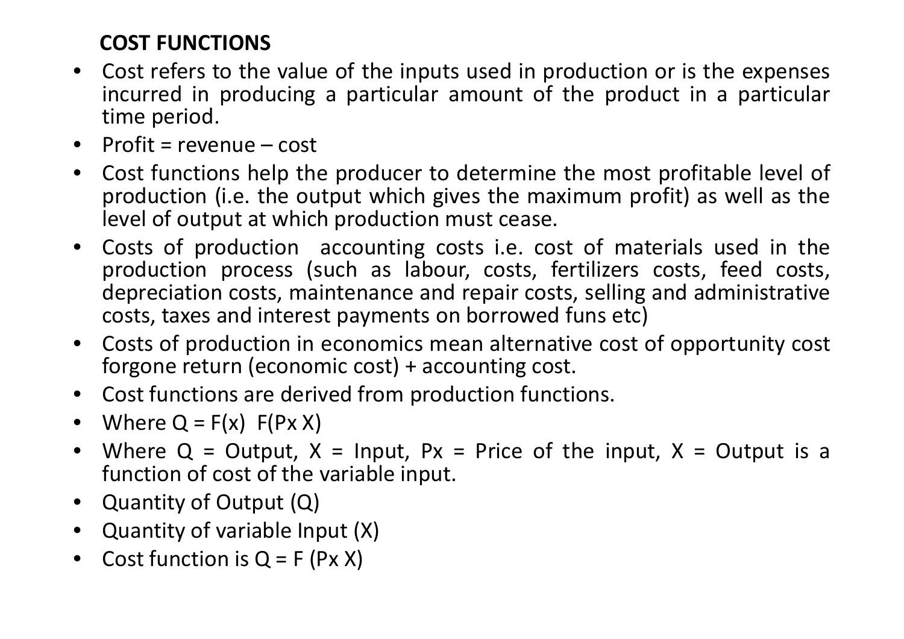## COST FUNCTIONS

- Cost refers to the value of the inputs used in production or is the expenses incurred in producing a particular amount of the product in a particular time period.
- Profit = revenue – cost
- Cost functions help the producer to determine the most profitable level of production (i.e. the output which gives the maximum profit) as well as the level of output at which production must cease.
- Costs of production accounting costs i.e. cost of materials used in the production process (such as labour, costs, fertilizers costs, feed costs, depreciation costs, maintenance and repair costs, selling and administrative costs, taxes and interest payments on borrowed funs etc)
- Costs of production in economics mean alternative cost of opportunity cost forgone return (economic cost) + accounting cost.
- Cost functions are derived from production functions.
- Where $Q = F(x)$ $F(Px\ X)$
- Where Q = Output, X = Input, Px = Price of the input, X = Output is a function of cost of the variable input.
- Quantity of Output (Q)
- Quantity of variable Input (X)
- Cost function is $Q = F\ (Px\ X)$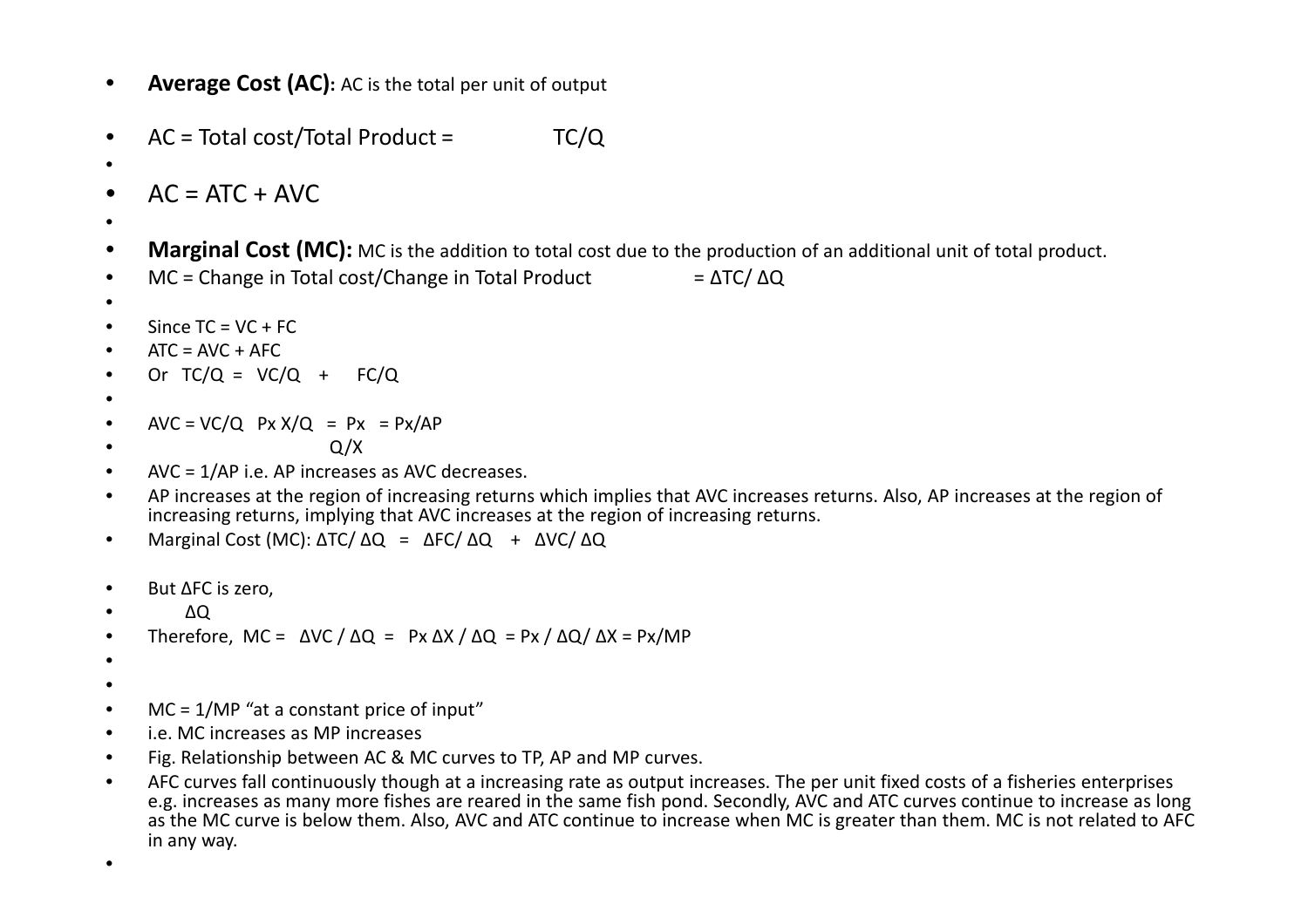- **Average Cost (AC):** AC is the total per unit of output
- AC = Total cost/Total Product = $TC/Q$
- $AC = ATC + AVC$
- **Marginal Cost (MC):** MC is the addition to total cost due to the production of an additional unit of total product.
- MC = Change in Total cost/Change in Total Product $= \Delta TC/ \Delta Q$
- Since $TC = VC + FC$
- $ATC = AVC + AFC$
- Or $TC/Q = VC/Q + FC/Q$
- $AVC = VC/Q \quad Px\,X/Q = \frac{Px}{Q/X} = Px/AP$
- $AVC = 1/AP$ i.e. AP increases as AVC decreases.
- AP increases at the region of increasing returns which implies that AVC increases returns. Also, AP increases at the region of increasing returns, implying that AVC increases at the region of increasing returns.
- Marginal Cost (MC): $\Delta TC/ \Delta Q = \Delta FC/ \Delta Q + \Delta VC/ \Delta Q$
- But $\frac{\Delta FC}{\Delta Q}$ is zero,
- Therefore, $MC = \Delta VC / \Delta Q = Px\, \Delta X / \Delta Q = Px / \Delta Q/ \Delta X = Px/MP$
- $MC = 1/MP$ "at a constant price of input"
- i.e. MC increases as MP increases
- Fig. Relationship between AC & MC curves to TP, AP and MP curves.
- AFC curves fall continuously though at a increasing rate as output increases. The per unit fixed costs of a fisheries enterprises e.g. increases as many more fishes are reared in the same fish pond. Secondly, AVC and ATC curves continue to increase as long as the MC curve is below them. Also, AVC and ATC continue to increase when MC is greater than them. MC is not related to AFC in any way.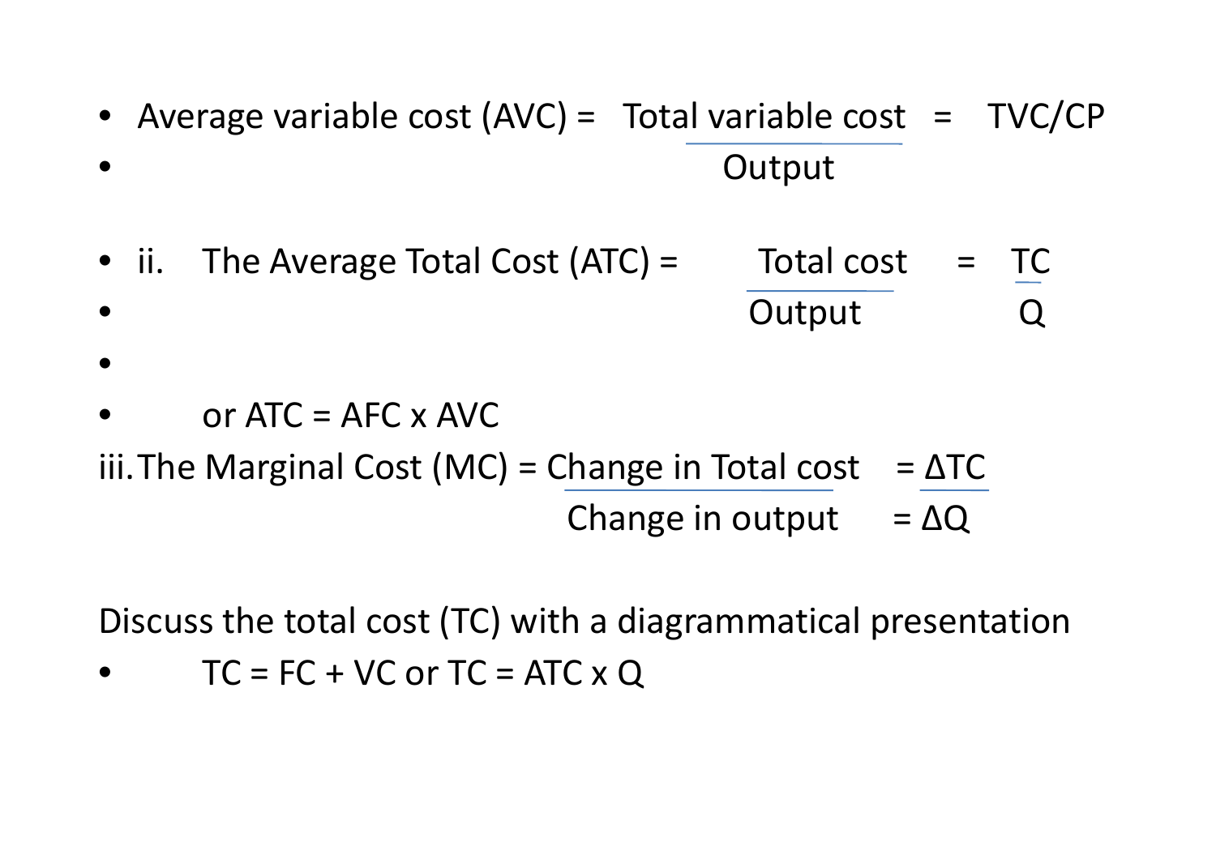- Average variable cost (AVC) = $\frac{\text{Total variable cost}}{\text{Output}}$ = TVC/CP

- ii. The Average Total Cost (ATC) = $\frac{\text{Total cost}}{\text{Output}} = \frac{TC}{Q}$

- or ATC = AFC x AVC

iii. The Marginal Cost (MC) = $\frac{\text{Change in Total cost}}{\text{Change in output}} = \frac{\Delta TC}{\Delta Q}$

Discuss the total cost (TC) with a diagrammatical presentation

- TC = FC + VC or TC = ATC x Q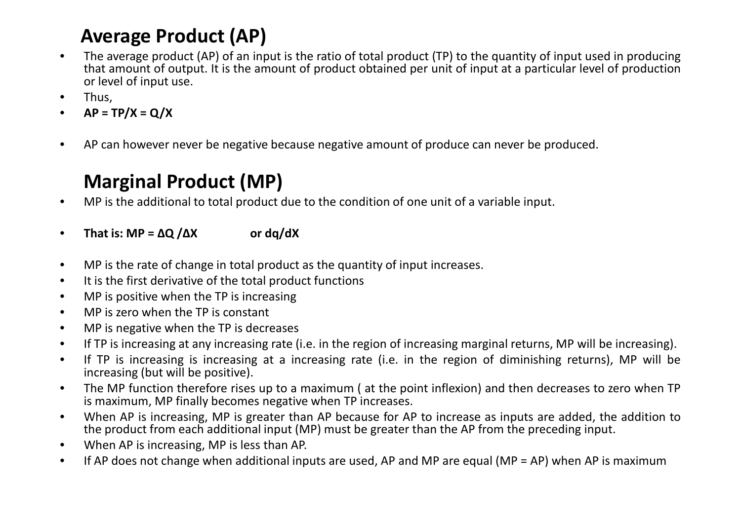## Average Product (AP)

- The average product (AP) of an input is the ratio of total product (TP) to the quantity of input used in producing that amount of output. It is the amount of product obtained per unit of input at a particular level of production or level of input use.
- Thus,
- **$AP = TP/X = Q/X$**
- AP can however never be negative because negative amount of produce can never be produced.

## Marginal Product (MP)

- MP is the additional to total product due to the condition of one unit of a variable input.
- **That is: $MP = \Delta Q / \Delta X$ or $dq/dX$**
- MP is the rate of change in total product as the quantity of input increases.
- It is the first derivative of the total product functions
- MP is positive when the TP is increasing
- MP is zero when the TP is constant
- MP is negative when the TP is decreases
- If TP is increasing at any increasing rate (i.e. in the region of increasing marginal returns, MP will be increasing).
- If TP is increasing is increasing at a increasing rate (i.e. in the region of diminishing returns), MP will be increasing (but will be positive).
- The MP function therefore rises up to a maximum ( at the point inflexion) and then decreases to zero when TP is maximum, MP finally becomes negative when TP increases.
- When AP is increasing, MP is greater than AP because for AP to increase as inputs are added, the addition to the product from each additional input (MP) must be greater than the AP from the preceding input.
- When AP is increasing, MP is less than AP.
- If AP does not change when additional inputs are used, AP and MP are equal (MP = AP) when AP is maximum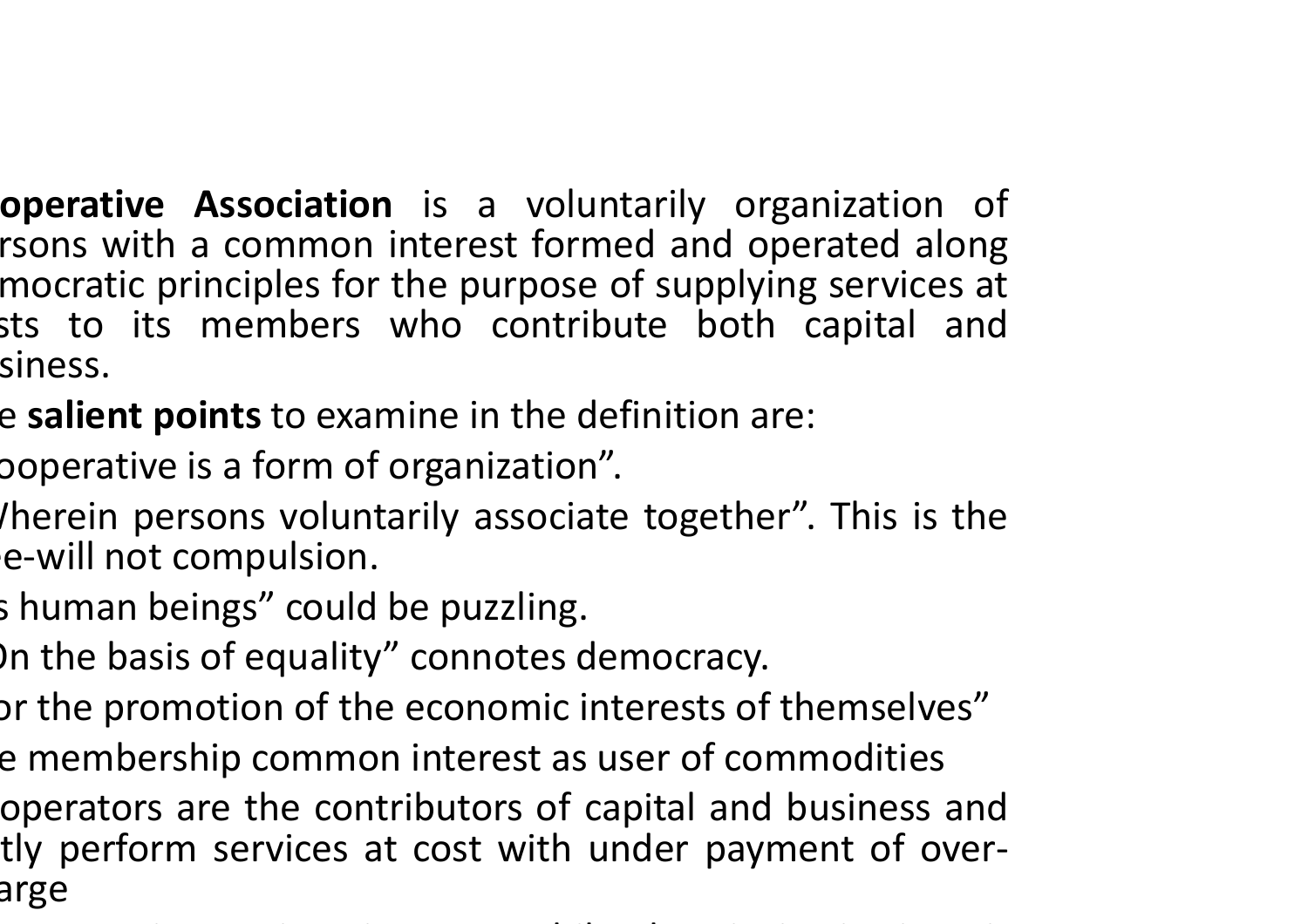**operative Association** is a voluntarily organization of rsons with a common interest formed and operated along mocratic principles for the purpose of supplying services at sts to its members who contribute both capital and siness.

e **salient points** to examine in the definition are:

ooperative is a form of organization".

/herein persons voluntarily associate together". This is the e-will not compulsion.

s human beings" could be puzzling.

)n the basis of equality" connotes democracy.

or the promotion of the economic interests of themselves"

e membership common interest as user of commodities

operators are the contributors of capital and business and tly perform services at cost with under payment of over-arge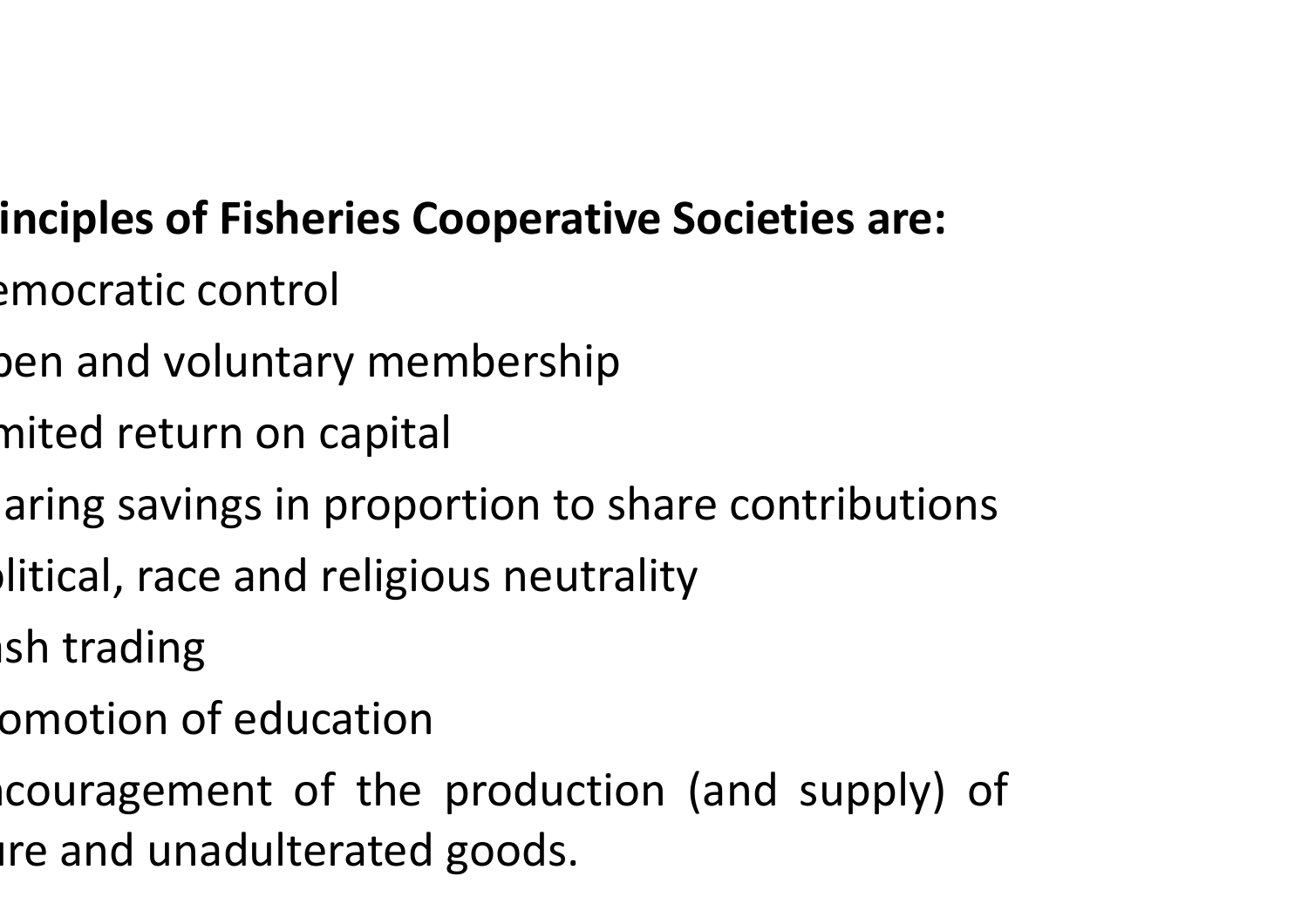**inciples of Fisheries Cooperative Societies are:**

- emocratic control
- pen and voluntary membership
- mited return on capital
- aring savings in proportion to share contributions
- litical, race and religious neutrality
- sh trading
- omotion of education
- ncouragement of the production (and supply) of ure and unadulterated goods.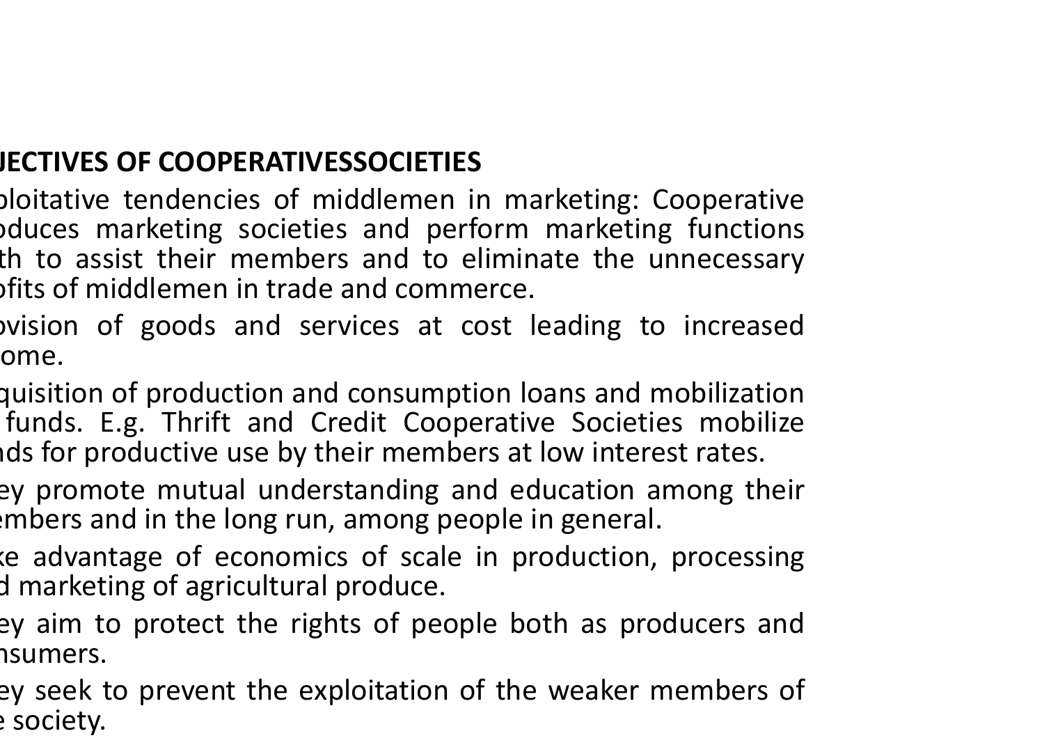## JECTIVES OF COOPERATIVESSOCIETIES

- ploitative tendencies of middlemen in marketing: Cooperative oduces marketing societies and perform marketing functions th to assist their members and to eliminate the unnecessary ofits of middlemen in trade and commerce.
- ovision of goods and services at cost leading to increased ome.
- quisition of production and consumption loans and mobilization funds. E.g. Thrift and Credit Cooperative Societies mobilize nds for productive use by their members at low interest rates.
- ey promote mutual understanding and education among their embers and in the long run, among people in general.
- ke advantage of economics of scale in production, processing d marketing of agricultural produce.
- ey aim to protect the rights of people both as producers and nsumers.
- ey seek to prevent the exploitation of the weaker members of e society.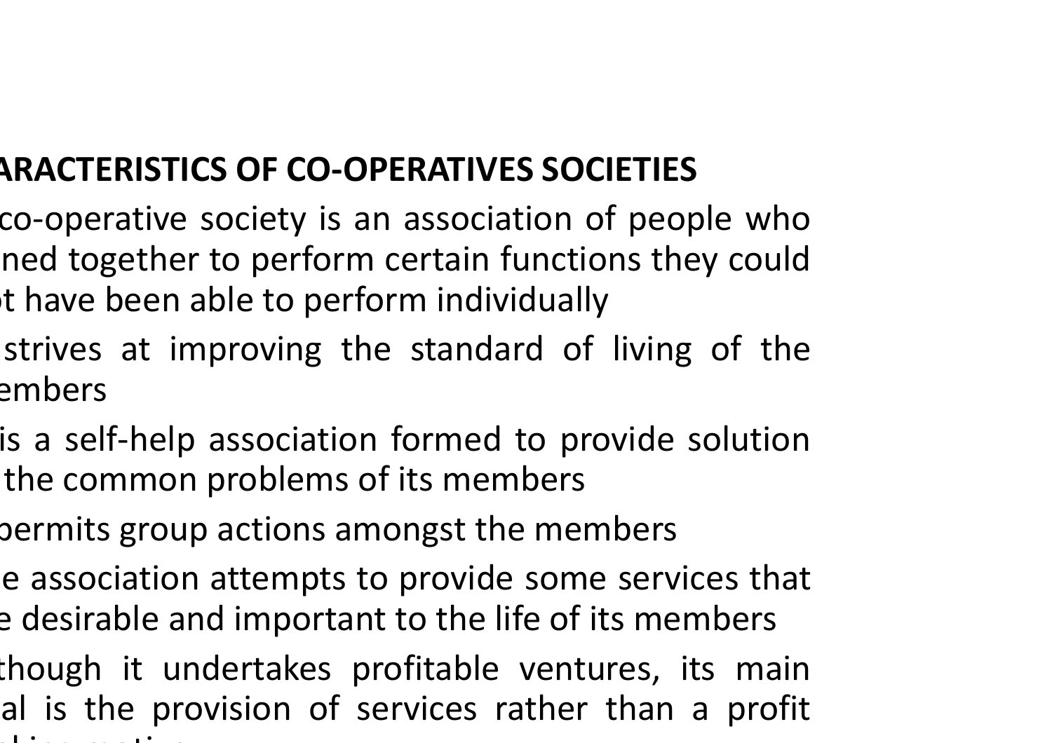## ARACTERISTICS OF CO-OPERATIVES SOCIETIES

- co-operative society is an association of people who ned together to perform certain functions they could t have been able to perform individually
- strives at improving the standard of living of the embers
- is a self-help association formed to provide solution the common problems of its members
- permits group actions amongst the members
- e association attempts to provide some services that e desirable and important to the life of its members
- though it undertakes profitable ventures, its main al is the provision of services rather than a profit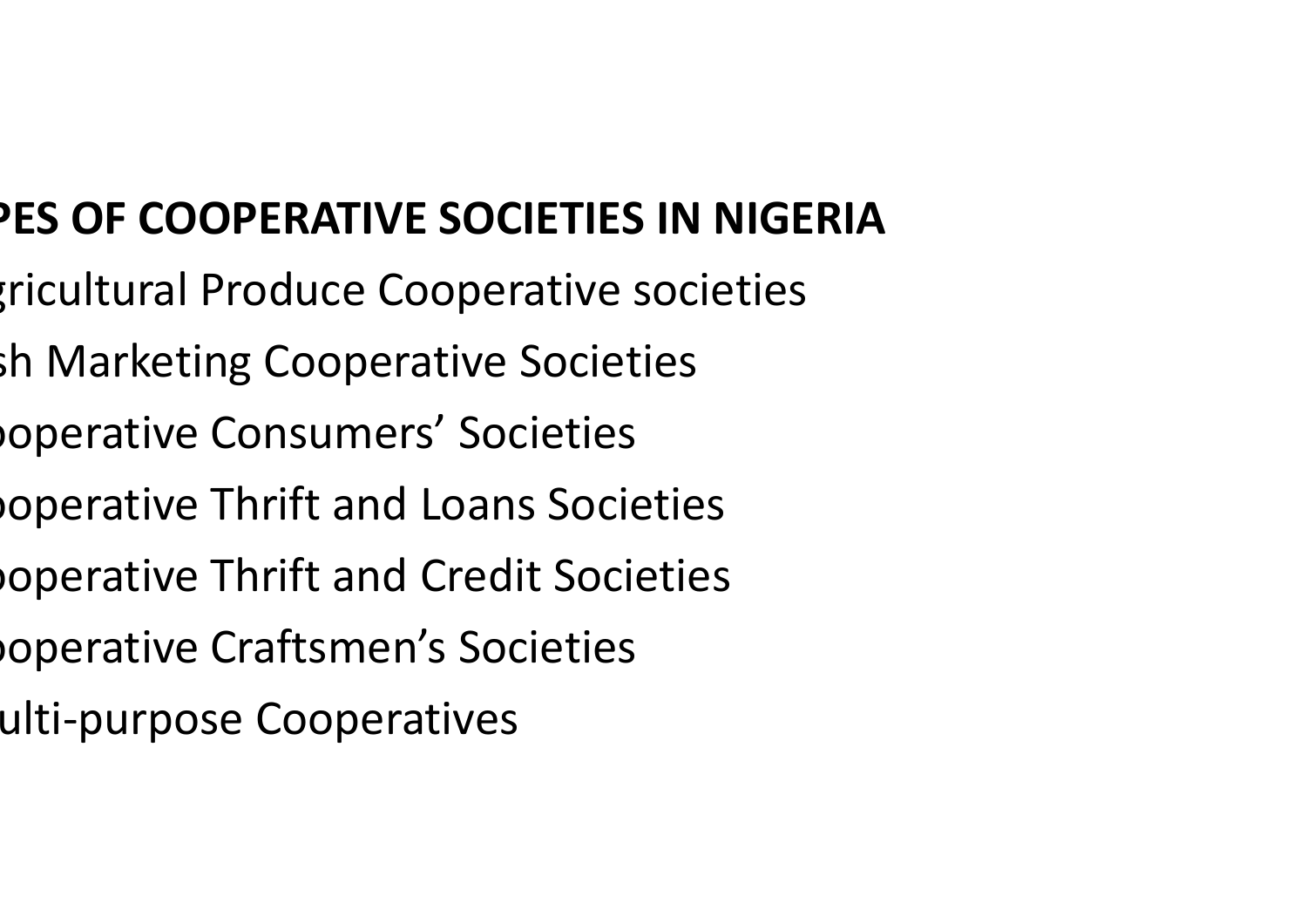**PES OF COOPERATIVE SOCIETIES IN NIGERIA**

- gricultural Produce Cooperative societies
- sh Marketing Cooperative Societies
- ooperative Consumers' Societies
- ooperative Thrift and Loans Societies
- ooperative Thrift and Credit Societies
- ooperative Craftsmen's Societies
- ulti-purpose Cooperatives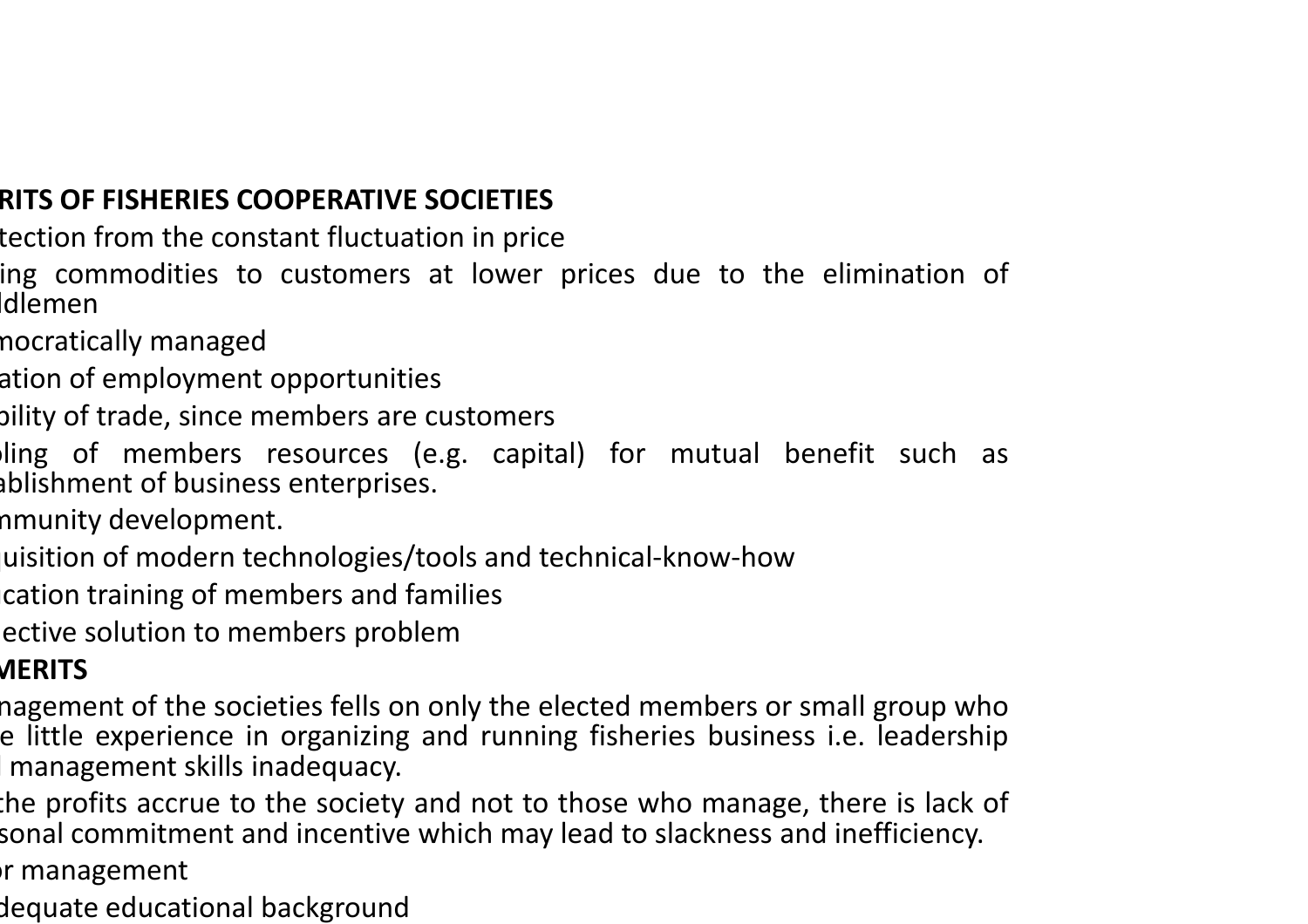**RITS OF FISHERIES COOPERATIVE SOCIETIES**

- tection from the constant fluctuation in price
- ing commodities to customers at lower prices due to the elimination of dlemen
- mocratically managed
- ation of employment opportunities
- bility of trade, since members are customers
- oling of members resources (e.g. capital) for mutual benefit such as ablishment of business enterprises.
- nmunity development.
- uisition of modern technologies/tools and technical-know-how
- cation training of members and families
- ective solution to members problem

**MERITS**

- nagement of the societies fells on only the elected members or small group who e little experience in organizing and running fisheries business i.e. leadership management skills inadequacy.
- the profits accrue to the society and not to those who manage, there is lack of sonal commitment and incentive which may lead to slackness and inefficiency.
- r management
- dequate educational background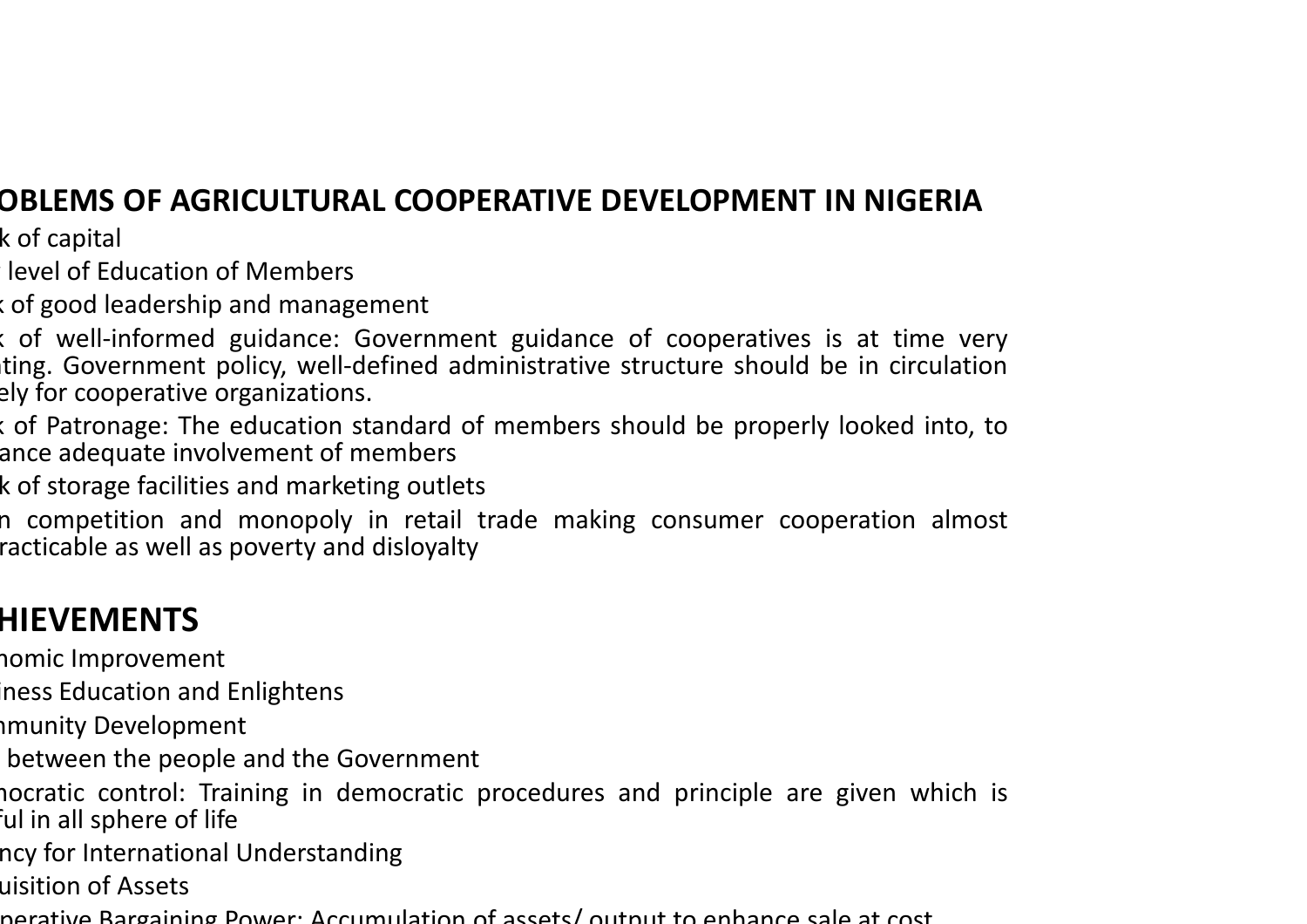## OBLEMS OF AGRICULTURAL COOPERATIVE DEVELOPMENT IN NIGERIA

- k of capital
- level of Education of Members
- k of good leadership and management
- k of well-informed guidance: Government guidance of cooperatives is at time very ting. Government policy, well-defined administrative structure should be in circulation ely for cooperative organizations.
- k of Patronage: The education standard of members should be properly looked into, to ance adequate involvement of members
- k of storage facilities and marketing outlets
- n competition and monopoly in retail trade making consumer cooperation almost racticable as well as poverty and disloyalty

## HIEVEMENTS

- nomic Improvement
- iness Education and Enlightens
- nmunity Development
- between the people and the Government
- nocratic control: Training in democratic procedures and principle are given which is ful in all sphere of life
- ncy for International Understanding
- uisition of Assets
- perative Bargaining Power: Accumulation of assets/ output to enhance sale at cost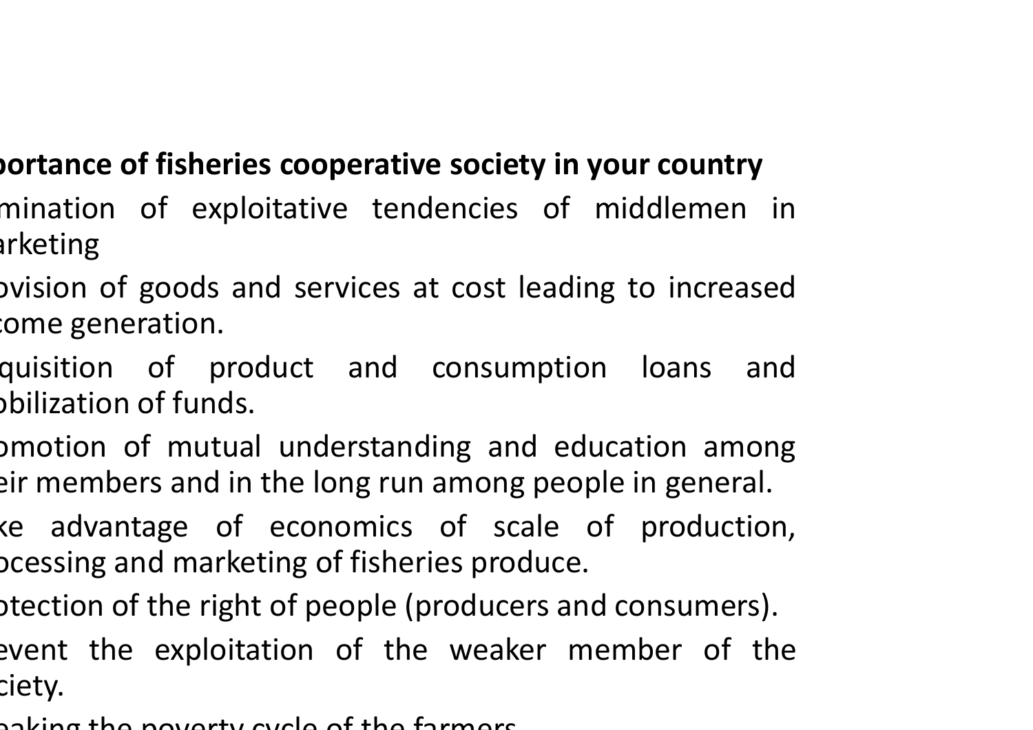**portance of fisheries cooperative society in your country**

- mination of exploitative tendencies of middlemen in arketing
- ovision of goods and services at cost leading to increased come generation.
- quisition of product and consumption loans and bilization of funds.
- omotion of mutual understanding and education among eir members and in the long run among people in general.
- ke advantage of economics of scale of production, ocessing and marketing of fisheries produce.
- otection of the right of people (producers and consumers).
- event the exploitation of the weaker member of the ciety.
- eaking the poverty cycle of the farmers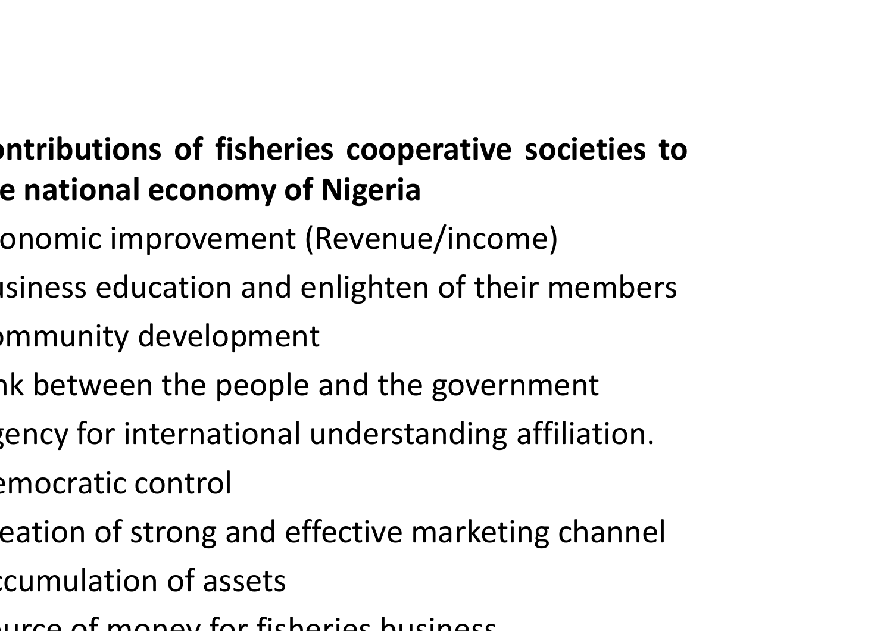**ontributions of fisheries cooperative societies to e national economy of Nigeria**

- onomic improvement (Revenue/income)
- usiness education and enlighten of their members
- ommunity development
- nk between the people and the government
- gency for international understanding affiliation.
- emocratic control
- eation of strong and effective marketing channel
- ccumulation of assets
- urce of money for fisheries business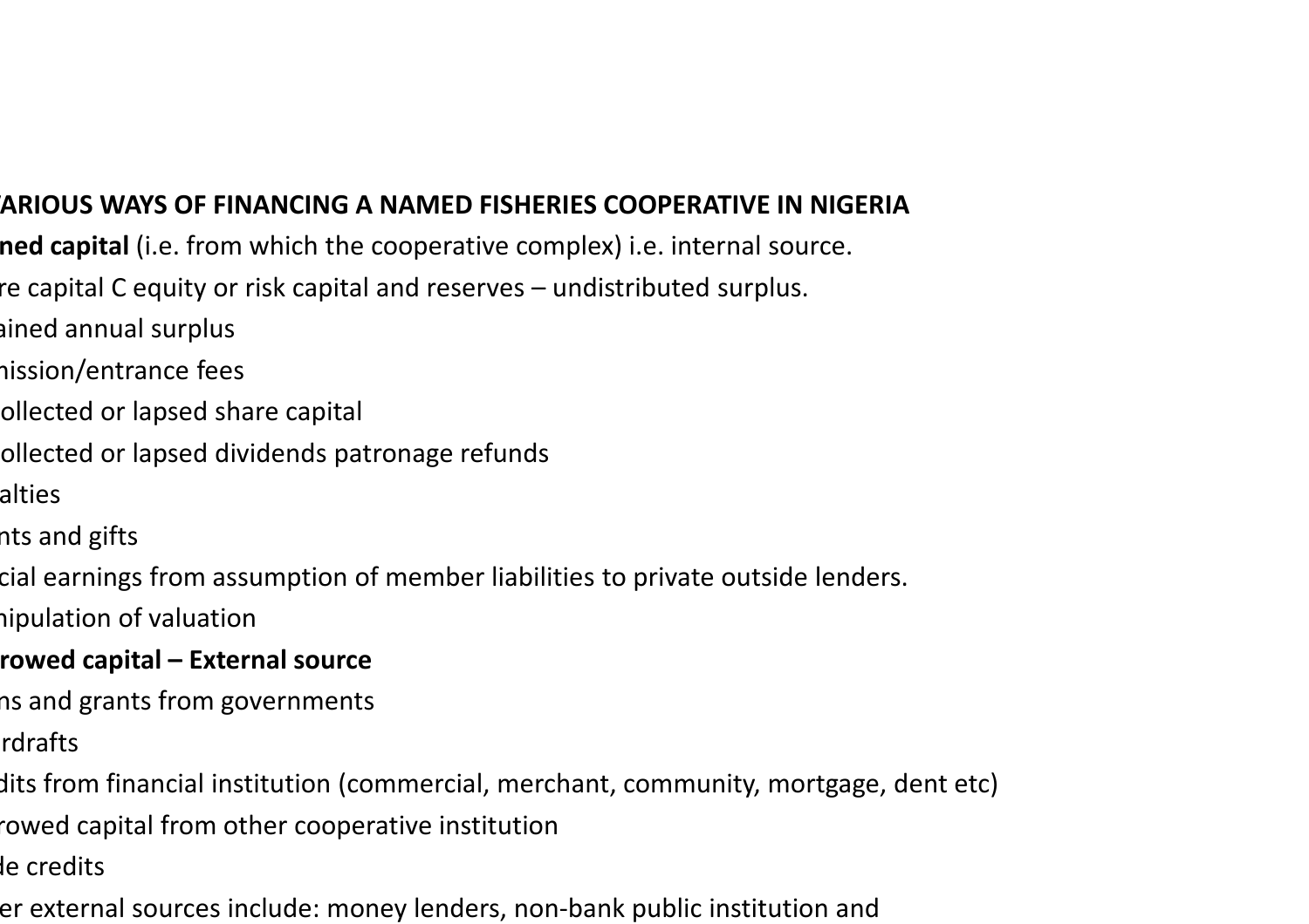**ARIOUS WAYS OF FINANCING A NAMED FISHERIES COOPERATIVE IN NIGERIA**

**ned capital** (i.e. from which the cooperative complex) i.e. internal source.

re capital C equity or risk capital and reserves – undistributed surplus.

ained annual surplus

nission/entrance fees

ollected or lapsed share capital

ollected or lapsed dividends patronage refunds

alties

nts and gifts

cial earnings from assumption of member liabilities to private outside lenders.

nipulation of valuation

**rowed capital – External source**

ns and grants from governments

rdrafts

dits from financial institution (commercial, merchant, community, mortgage, dent etc)

rowed capital from other cooperative institution

de credits

er external sources include: money lenders, non-bank public institution and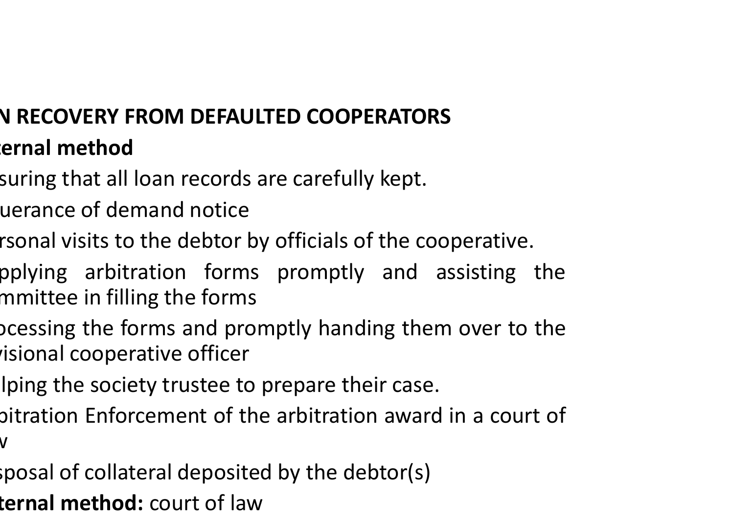N RECOVERY FROM DEFAULTED COOPERATORS

**ernal method**

- suring that all loan records are carefully kept.
- uerance of demand notice
- rsonal visits to the debtor by officials of the cooperative.
- pplying arbitration forms promptly and assisting the mmittee in filling the forms
- ocessing the forms and promptly handing them over to the visional cooperative officer
- lping the society trustee to prepare their case.
- bitration Enforcement of the arbitration award in a court of w
- sposal of collateral deposited by the debtor(s)

**ternal method:** court of law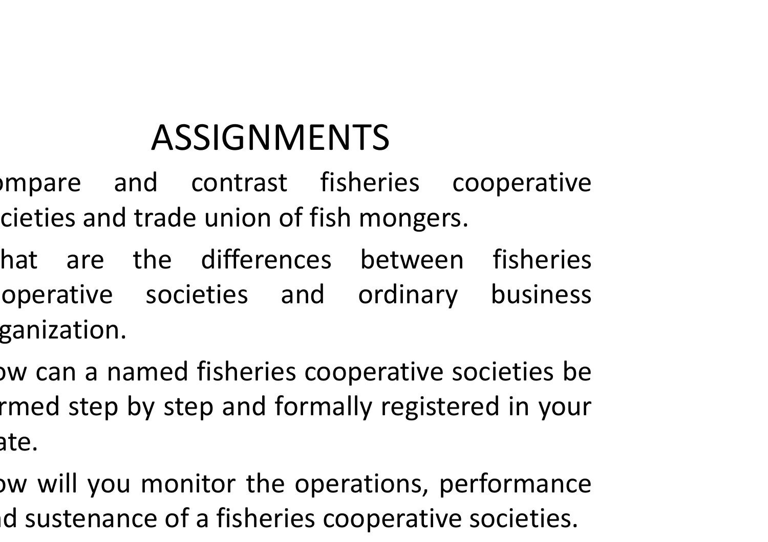# ASSIGNMENTS

- ompare and contrast fisheries cooperative cieties and trade union of fish mongers.
- hat are the differences between fisheries operative societies and ordinary business ganization.
- ow can a named fisheries cooperative societies be rmed step by step and formally registered in your ate.
- ow will you monitor the operations, performance d sustenance of a fisheries cooperative societies.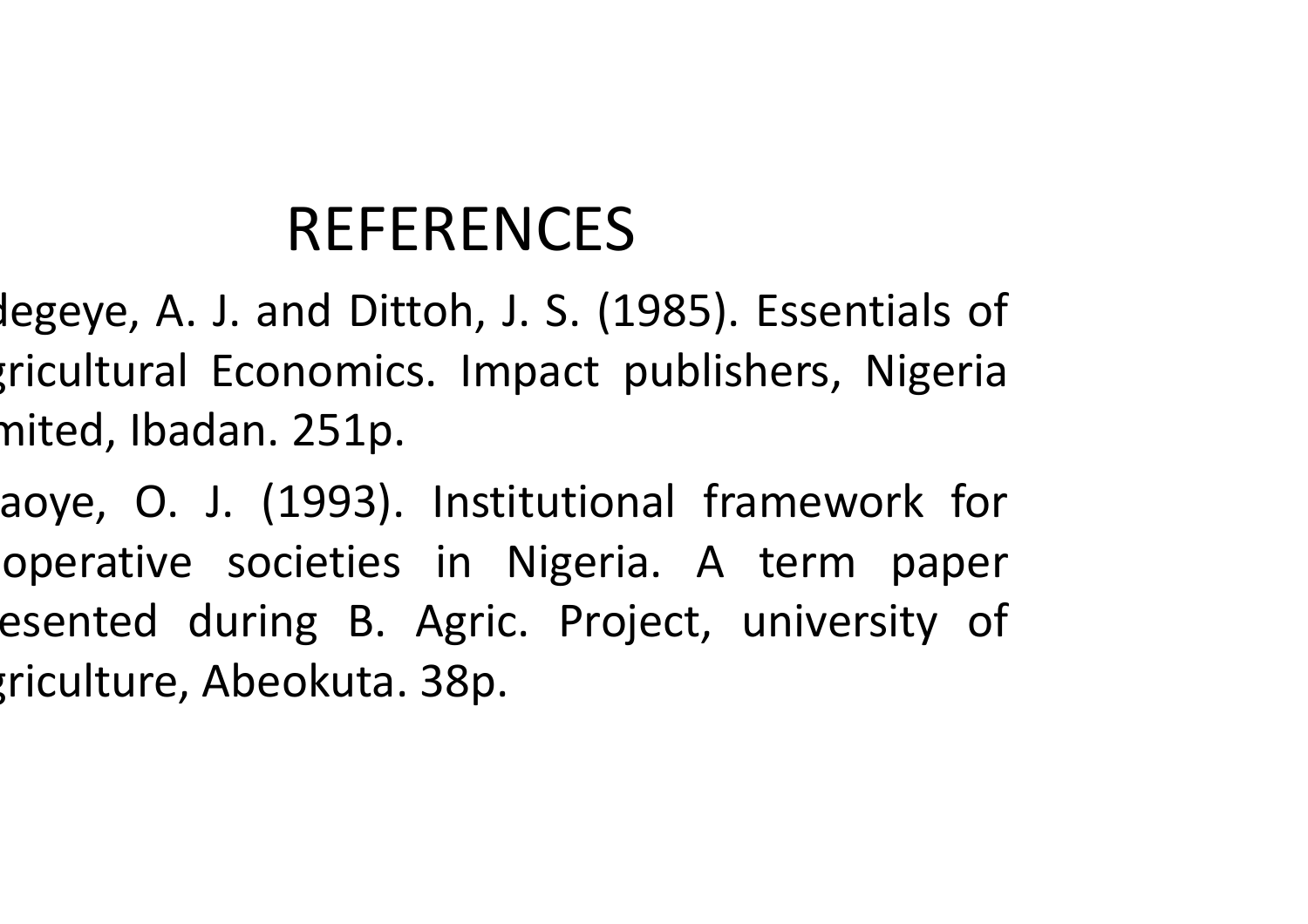# REFERENCES

degeye, A. J. and Dittoh, J. S. (1985). Essentials of gricultural Economics. Impact publishers, Nigeria mited, Ibadan. 251p.

aoye, O. J. (1993). Institutional framework for operative societies in Nigeria. A term paper esented during B. Agric. Project, university of griculture, Abeokuta. 38p.